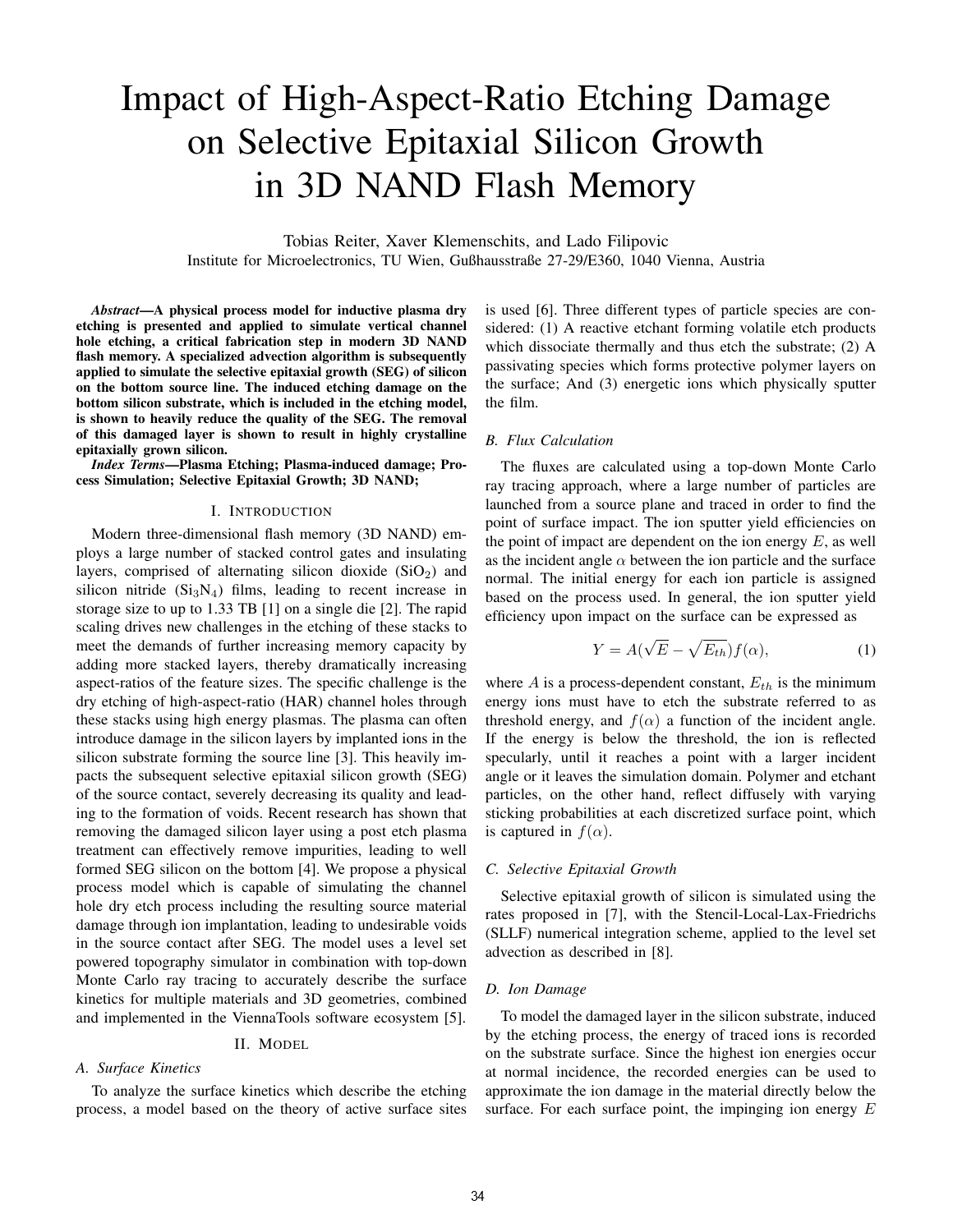# Impact of High-Aspect-Ratio Etching Damage on Selective Epitaxial Silicon Growth in 3D NAND Flash Memory

Tobias Reiter, Xaver Klemenschits, and Lado Filipovic
Institute for Microelectronics, TU Wien, Gußhausstraße 27-29/E360, 1040 Vienna, Austria

***Abstract*—A physical process model for inductive plasma dry etching is presented and applied to simulate vertical channel hole etching, a critical fabrication step in modern 3D NAND flash memory. A specialized advection algorithm is subsequently applied to simulate the selective epitaxial growth (SEG) of silicon on the bottom source line. The induced etching damage on the bottom silicon substrate, which is included in the etching model, is shown to heavily reduce the quality of the SEG. The removal of this damaged layer is shown to result in highly crystalline epitaxially grown silicon.**

***Index Terms*—Plasma Etching; Plasma-induced damage; Process Simulation; Selective Epitaxial Growth; 3D NAND;**

## I. Introduction

Modern three-dimensional flash memory (3D NAND) employs a large number of stacked control gates and insulating layers, comprised of alternating silicon dioxide ($SiO_2$) and silicon nitride ($Si_3N_4$) films, leading to recent increase in storage size to up to 1.33 TB [1] on a single die [2]. The rapid scaling drives new challenges in the etching of these stacks to meet the demands of further increasing memory capacity by adding more stacked layers, thereby dramatically increasing aspect-ratios of the feature sizes. The specific challenge is the dry etching of high-aspect-ratio (HAR) channel holes through these stacks using high energy plasmas. The plasma can often introduce damage in the silicon layers by implanted ions in the silicon substrate forming the source line [3]. This heavily impacts the subsequent selective epitaxial silicon growth (SEG) of the source contact, severely decreasing its quality and leading to the formation of voids. Recent research has shown that removing the damaged silicon layer using a post etch plasma treatment can effectively remove impurities, leading to well formed SEG silicon on the bottom [4]. We propose a physical process model which is capable of simulating the channel hole dry etch process including the resulting source material damage through ion implantation, leading to undesirable voids in the source contact after SEG. The model uses a level set powered topography simulator in combination with top-down Monte Carlo ray tracing to accurately describe the surface kinetics for multiple materials and 3D geometries, combined and implemented in the ViennaTools software ecosystem [5].

## II. Model

### A. Surface Kinetics

To analyze the surface kinetics which describe the etching process, a model based on the theory of active surface sites is used [6]. Three different types of particle species are considered: (1) A reactive etchant forming volatile etch products which dissociate thermally and thus etch the substrate; (2) A passivating species which forms protective polymer layers on the surface; And (3) energetic ions which physically sputter the film.

### B. Flux Calculation

The fluxes are calculated using a top-down Monte Carlo ray tracing approach, where a large number of particles are launched from a source plane and traced in order to find the point of surface impact. The ion sputter yield efficiencies on the point of impact are dependent on the ion energy $E$, as well as the incident angle $\alpha$ between the ion particle and the surface normal. The initial energy for each ion particle is assigned based on the process used. In general, the ion sputter yield efficiency upon impact on the surface can be expressed as

$$Y = A(\sqrt{E} - \sqrt{E_{th}})f(\alpha), \tag{1}$$

where $A$ is a process-dependent constant, $E_{th}$ is the minimum energy ions must have to etch the substrate referred to as threshold energy, and $f(\alpha)$ a function of the incident angle. If the energy is below the threshold, the ion is reflected specularly, until it reaches a point with a larger incident angle or it leaves the simulation domain. Polymer and etchant particles, on the other hand, reflect diffusely with varying sticking probabilities at each discretized surface point, which is captured in $f(\alpha)$.

### C. Selective Epitaxial Growth

Selective epitaxial growth of silicon is simulated using the rates proposed in [7], with the Stencil-Local-Lax-Friedrichs (SLLF) numerical integration scheme, applied to the level set advection as described in [8].

### D. Ion Damage

To model the damaged layer in the silicon substrate, induced by the etching process, the energy of traced ions is recorded on the substrate surface. Since the highest ion energies occur at normal incidence, the recorded energies can be used to approximate the ion damage in the material directly below the surface. For each surface point, the impinging ion energy $E$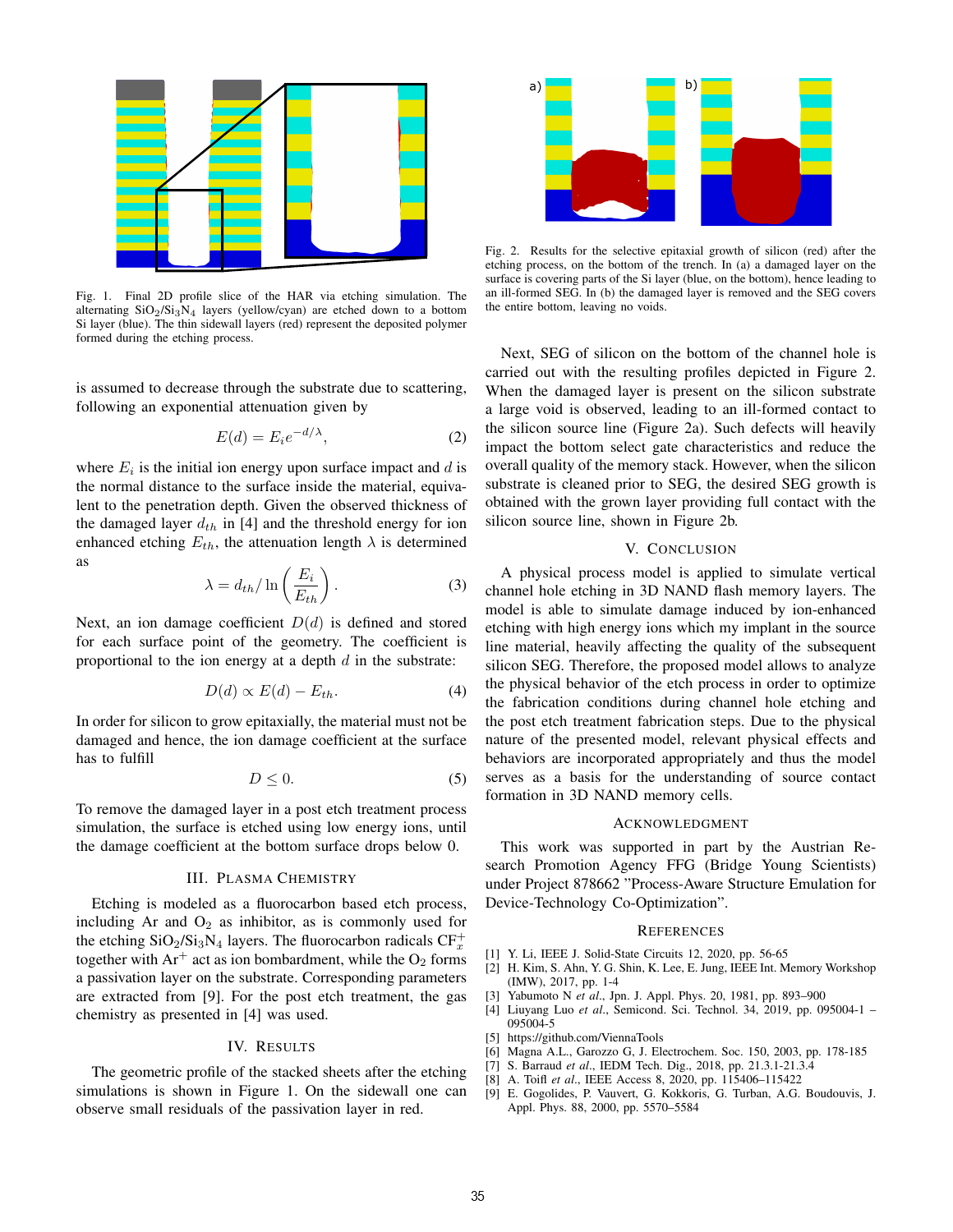Fig. 1. Final 2D profile slice of the HAR via etching simulation. The alternating $SiO_2/Si_3N_4$ layers (yellow/cyan) are etched down to a bottom Si layer (blue). The thin sidewall layers (red) represent the deposited polymer formed during the etching process.

is assumed to decrease through the substrate due to scattering, following an exponential attenuation given by

$$E(d) = E_i e^{-d/\lambda}, \quad (2)$$

where $E_i$ is the initial ion energy upon surface impact and $d$ is the normal distance to the surface inside the material, equivalent to the penetration depth. Given the observed thickness of the damaged layer $d_{th}$ in [4] and the threshold energy for ion enhanced etching $E_{th}$, the attenuation length $\lambda$ is determined as

$$\lambda = d_{th} / \ln\left(\frac{E_i}{E_{th}}\right). \quad (3)$$

Next, an ion damage coefficient $D(d)$ is defined and stored for each surface point of the geometry. The coefficient is proportional to the ion energy at a depth $d$ in the substrate:

$$D(d) \propto E(d) - E_{th}. \quad (4)$$

In order for silicon to grow epitaxially, the material must not be damaged and hence, the ion damage coefficient at the surface has to fulfill

$$D \leq 0. \quad (5)$$

To remove the damaged layer in a post etch treatment process simulation, the surface is etched using low energy ions, until the damage coefficient at the bottom surface drops below 0.

## III. Plasma Chemistry

Etching is modeled as a fluorocarbon based etch process, including Ar and $O_2$ as inhibitor, as is commonly used for the etching $SiO_2/Si_3N_4$ layers. The fluorocarbon radicals $CF_x^+$ together with $Ar^+$ act as ion bombardment, while the $O_2$ forms a passivation layer on the substrate. Corresponding parameters are extracted from [9]. For the post etch treatment, the gas chemistry as presented in [4] was used.

## IV. Results

The geometric profile of the stacked sheets after the etching simulations is shown in Figure 1. On the sidewall one can observe small residuals of the passivation layer in red.

Fig. 2. Results for the selective epitaxial growth of silicon (red) after the etching process, on the bottom of the trench. In (a) a damaged layer on the surface is covering parts of the Si layer (blue, on the bottom), hence leading to an ill-formed SEG. In (b) the damaged layer is removed and the SEG covers the entire bottom, leaving no voids.

Next, SEG of silicon on the bottom of the channel hole is carried out with the resulting profiles depicted in Figure 2. When the damaged layer is present on the silicon substrate a large void is observed, leading to an ill-formed contact to the silicon source line (Figure 2a). Such defects will heavily impact the bottom select gate characteristics and reduce the overall quality of the memory stack. However, when the silicon substrate is cleaned prior to SEG, the desired SEG growth is obtained with the grown layer providing full contact with the silicon source line, shown in Figure 2b.

## V. Conclusion

A physical process model is applied to simulate vertical channel hole etching in 3D NAND flash memory layers. The model is able to simulate damage induced by ion-enhanced etching with high energy ions which my implant in the source line material, heavily affecting the quality of the subsequent silicon SEG. Therefore, the proposed model allows to analyze the physical behavior of the etch process in order to optimize the fabrication conditions during channel hole etching and the post etch treatment fabrication steps. Due to the physical nature of the presented model, relevant physical effects and behaviors are incorporated appropriately and thus the model serves as a basis for the understanding of source contact formation in 3D NAND memory cells.

## Acknowledgment

This work was supported in part by the Austrian Research Promotion Agency FFG (Bridge Young Scientists) under Project 878662 "Process-Aware Structure Emulation for Device-Technology Co-Optimization".

## References

[1] Y. Li, IEEE J. Solid-State Circuits 12, 2020, pp. 56-65
[2] H. Kim, S. Ahn, Y. G. Shin, K. Lee, E. Jung, IEEE Int. Memory Workshop (IMW), 2017, pp. 1-4
[3] Yabumoto N *et al.*, Jpn. J. Appl. Phys. 20, 1981, pp. 893–900
[4] Liuyang Luo *et al.*, Semicond. Sci. Technol. 34, 2019, pp. 095004-1 – 095004-5
[5] https://github.com/ViennaTools
[6] Magna A.L., Garozzo G, J. Electrochem. Soc. 150, 2003, pp. 178-185
[7] S. Barraud *et al.*, IEDM Tech. Dig., 2018, pp. 21.3.1-21.3.4
[8] A. Toifl *et al.*, IEEE Access 8, 2020, pp. 115406–115422
[9] E. Gogolides, P. Vauvert, G. Kokkoris, G. Turban, A.G. Boudouvis, J. Appl. Phys. 88, 2000, pp. 5570–5584